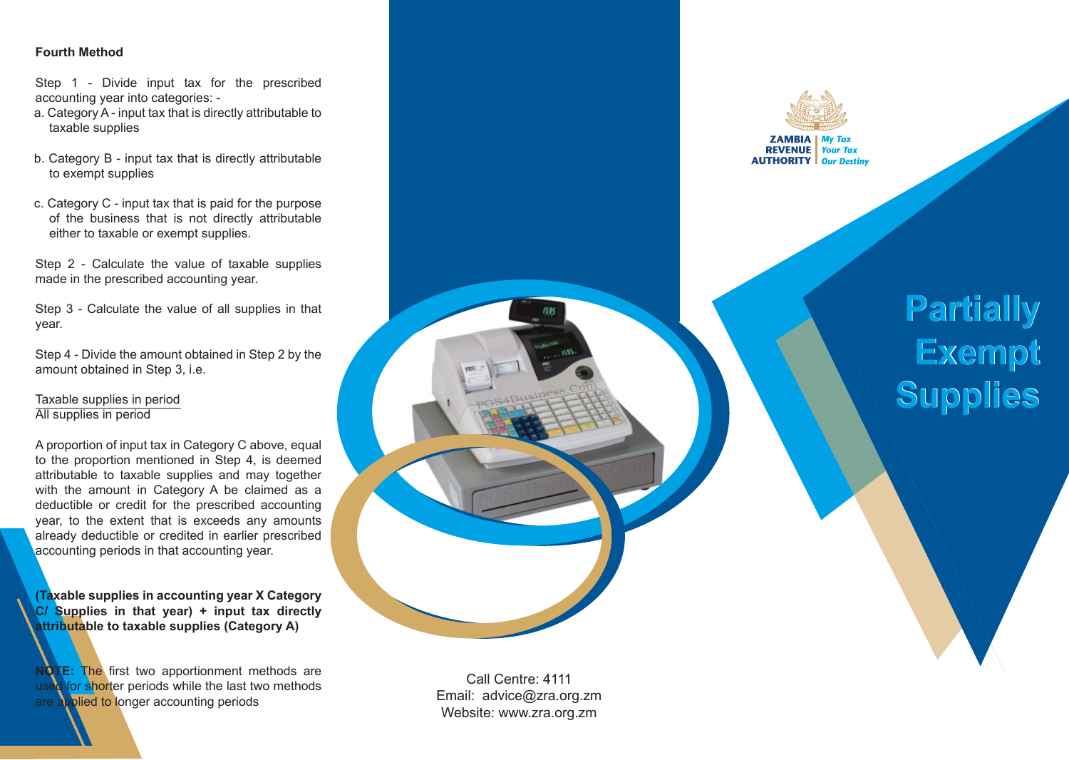**Fourth Method**

Step 1 - Divide input tax for the prescribed accounting year into categories: -

a. Category A - input tax that is directly attributable to taxable supplies

b. Category B - input tax that is directly attributable to exempt supplies

c. Category C - input tax that is paid for the purpose of the business that is not directly attributable either to taxable or exempt supplies.

Step 2 - Calculate the value of taxable supplies made in the prescribed accounting year.

Step 3 - Calculate the value of all supplies in that year.

Step 4 - Divide the amount obtained in Step 2 by the amount obtained in Step 3, i.e.

$$\frac{\text{Taxable supplies in period}}{\text{All supplies in period}}$$

A proportion of input tax in Category C above, equal to the proportion mentioned in Step 4, is deemed attributable to taxable supplies and may together with the amount in Category A be claimed as a deductible or credit for the prescribed accounting year, to the extent that is exceeds any amounts already deductible or credited in earlier prescribed accounting periods in that accounting year.

**(Taxable supplies in accounting year X Category C/ Supplies in that year) + input tax directly attributable to taxable supplies (Category A)**

**NOTE:** The first two apportionment methods are used for shorter periods while the last two methods are applied to longer accounting periods

Call Centre: 4111
Email: advice@zra.org.zm
Website: www.zra.org.zm

ZAMBIA REVENUE AUTHORITY | *My Tax Your Tax Our Destiny*

# Partially Exempt Supplies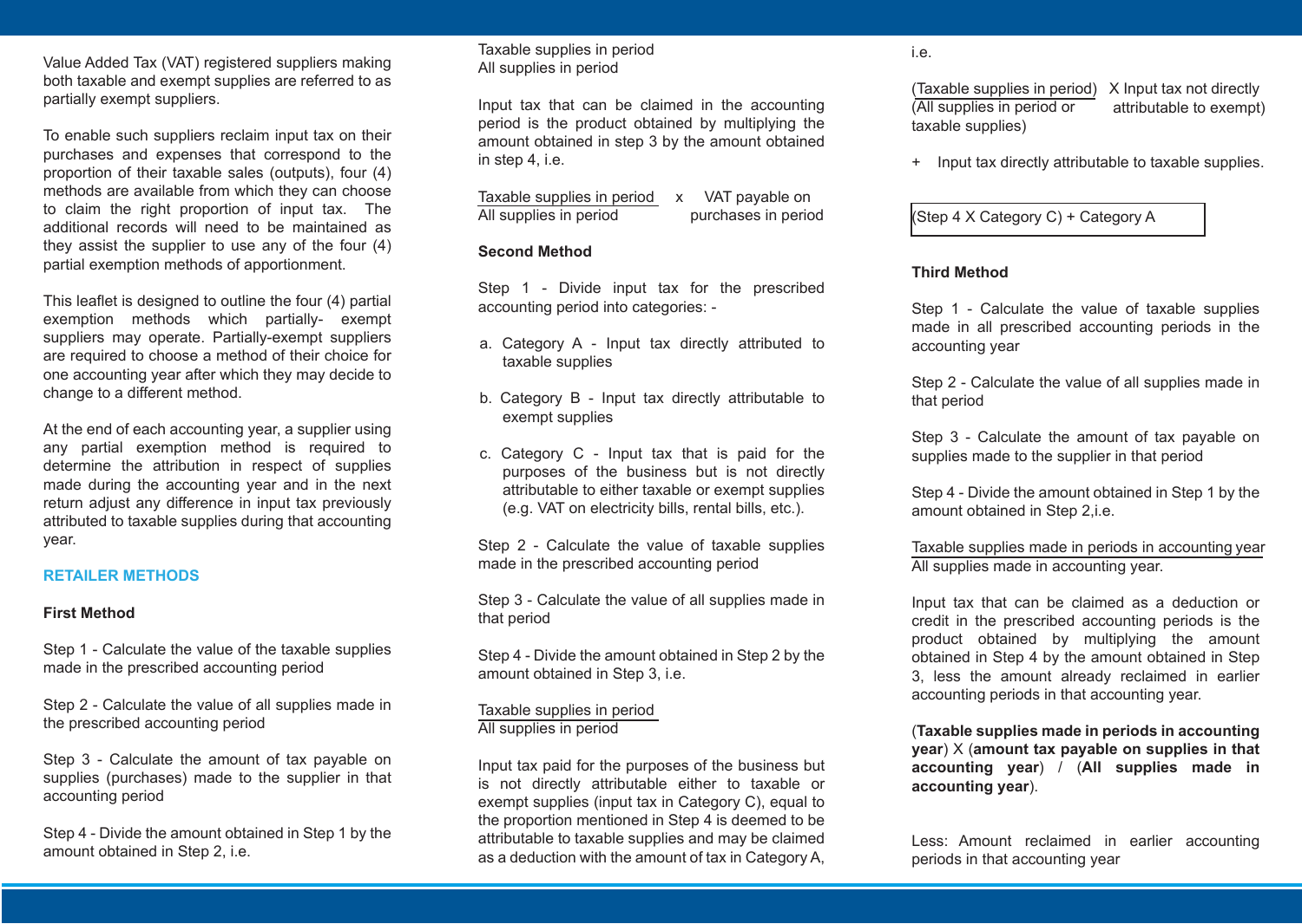Value Added Tax (VAT) registered suppliers making both taxable and exempt supplies are referred to as partially exempt suppliers.

To enable such suppliers reclaim input tax on their purchases and expenses that correspond to the proportion of their taxable sales (outputs), four (4) methods are available from which they can choose to claim the right proportion of input tax. The additional records will need to be maintained as they assist the supplier to use any of the four (4) partial exemption methods of apportionment.

This leaflet is designed to outline the four (4) partial exemption methods which partially- exempt suppliers may operate. Partially-exempt suppliers are required to choose a method of their choice for one accounting year after which they may decide to change to a different method.

At the end of each accounting year, a supplier using any partial exemption method is required to determine the attribution in respect of supplies made during the accounting year and in the next return adjust any difference in input tax previously attributed to taxable supplies during that accounting year.

## RETAILER METHODS

### First Method

Step 1 - Calculate the value of the taxable supplies made in the prescribed accounting period

Step 2 - Calculate the value of all supplies made in the prescribed accounting period

Step 3 - Calculate the amount of tax payable on supplies (purchases) made to the supplier in that accounting period

Step 4 - Divide the amount obtained in Step 1 by the amount obtained in Step 2, i.e.

$$\frac{\text{Taxable supplies in period}}{\text{All supplies in period}}$$

Input tax that can be claimed in the accounting period is the product obtained by multiplying the amount obtained in step 3 by the amount obtained in step 4, i.e.

$$\frac{\text{Taxable supplies in period}}{\text{All supplies in period}} \times \text{VAT payable on purchases in period}$$

### Second Method

Step 1 - Divide input tax for the prescribed accounting period into categories: -

a. Category A - Input tax directly attributed to taxable supplies

b. Category B - Input tax directly attributable to exempt supplies

c. Category C - Input tax that is paid for the purposes of the business but is not directly attributable to either taxable or exempt supplies (e.g. VAT on electricity bills, rental bills, etc.).

Step 2 - Calculate the value of taxable supplies made in the prescribed accounting period

Step 3 - Calculate the value of all supplies made in that period

Step 4 - Divide the amount obtained in Step 2 by the amount obtained in Step 3, i.e.

$$\frac{\text{Taxable supplies in period}}{\text{All supplies in period}}$$

Input tax paid for the purposes of the business but is not directly attributable either to taxable or exempt supplies (input tax in Category C), equal to the proportion mentioned in Step 4 is deemed to be attributable to taxable supplies and may be claimed as a deduction with the amount of tax in Category A, i.e.

$$\frac{\text{(Taxable supplies in period)}}{\text{(All supplies in period or taxable supplies)}} \times \text{Input tax not directly attributable to exempt)}$$

\+ Input tax directly attributable to taxable supplies.

(Step 4 X Category C) + Category A

### Third Method

Step 1 - Calculate the value of taxable supplies made in all prescribed accounting periods in the accounting year

Step 2 - Calculate the value of all supplies made in that period

Step 3 - Calculate the amount of tax payable on supplies made to the supplier in that period

Step 4 - Divide the amount obtained in Step 1 by the amount obtained in Step 2,i.e.

$$\frac{\text{Taxable supplies made in periods in accounting year}}{\text{All supplies made in accounting year.}}$$

Input tax that can be claimed as a deduction or credit in the prescribed accounting periods is the product obtained by multiplying the amount obtained in Step 4 by the amount obtained in Step 3, less the amount already reclaimed in earlier accounting periods in that accounting year.

(**Taxable supplies made in periods in accounting year**) X (**amount tax payable on supplies in that accounting year**) / (**All supplies made in accounting year**).

Less: Amount reclaimed in earlier accounting periods in that accounting year